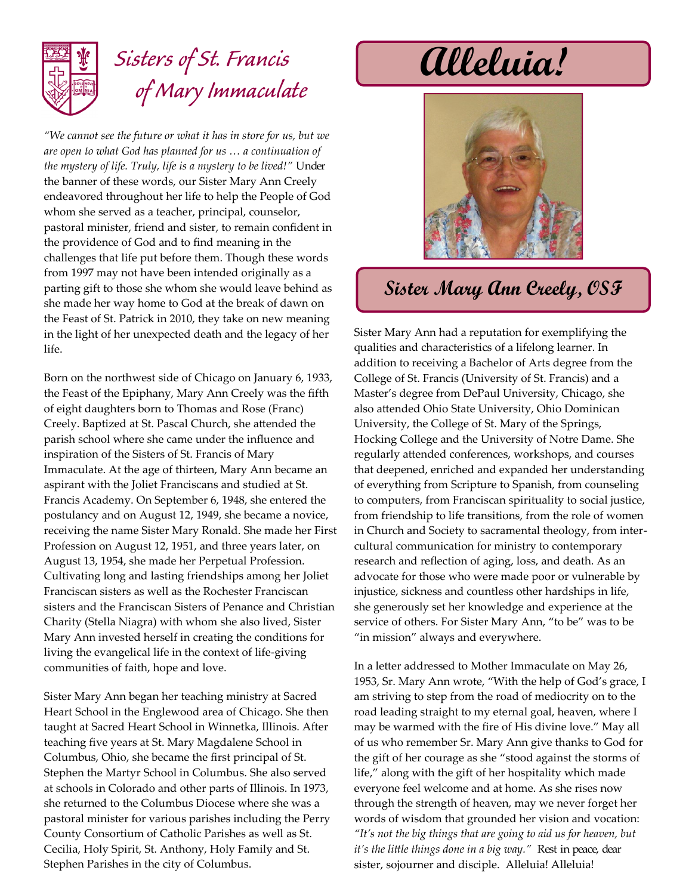# Sisters of St. Francis of Mary Immaculate

# Alleluia!

## Sister Mary Ann Creely, OSF

*"We cannot see the future or what it has in store for us, but we are open to what God has planned for us … a continuation of the mystery of life. Truly, life is a mystery to be lived!"* Under the banner of these words, our Sister Mary Ann Creely endeavored throughout her life to help the People of God whom she served as a teacher, principal, counselor, pastoral minister, friend and sister, to remain confident in the providence of God and to find meaning in the challenges that life put before them. Though these words from 1997 may not have been intended originally as a parting gift to those she whom she would leave behind as she made her way home to God at the break of dawn on the Feast of St. Patrick in 2010, they take on new meaning in the light of her unexpected death and the legacy of her life.

Born on the northwest side of Chicago on January 6, 1933, the Feast of the Epiphany, Mary Ann Creely was the fifth of eight daughters born to Thomas and Rose (Franc) Creely. Baptized at St. Pascal Church, she attended the parish school where she came under the influence and inspiration of the Sisters of St. Francis of Mary Immaculate. At the age of thirteen, Mary Ann became an aspirant with the Joliet Franciscans and studied at St. Francis Academy. On September 6, 1948, she entered the postulancy and on August 12, 1949, she became a novice, receiving the name Sister Mary Ronald. She made her First Profession on August 12, 1951, and three years later, on August 13, 1954, she made her Perpetual Profession. Cultivating long and lasting friendships among her Joliet Franciscan sisters as well as the Rochester Franciscan sisters and the Franciscan Sisters of Penance and Christian Charity (Stella Niagra) with whom she also lived, Sister Mary Ann invested herself in creating the conditions for living the evangelical life in the context of life-giving communities of faith, hope and love.

Sister Mary Ann began her teaching ministry at Sacred Heart School in the Englewood area of Chicago. She then taught at Sacred Heart School in Winnetka, Illinois. After teaching five years at St. Mary Magdalene School in Columbus, Ohio, she became the first principal of St. Stephen the Martyr School in Columbus. She also served at schools in Colorado and other parts of Illinois. In 1973, she returned to the Columbus Diocese where she was a pastoral minister for various parishes including the Perry County Consortium of Catholic Parishes as well as St. Cecilia, Holy Spirit, St. Anthony, Holy Family and St. Stephen Parishes in the city of Columbus.

Sister Mary Ann had a reputation for exemplifying the qualities and characteristics of a lifelong learner. In addition to receiving a Bachelor of Arts degree from the College of St. Francis (University of St. Francis) and a Master's degree from DePaul University, Chicago, she also attended Ohio State University, Ohio Dominican University, the College of St. Mary of the Springs, Hocking College and the University of Notre Dame. She regularly attended conferences, workshops, and courses that deepened, enriched and expanded her understanding of everything from Scripture to Spanish, from counseling to computers, from Franciscan spirituality to social justice, from friendship to life transitions, from the role of women in Church and Society to sacramental theology, from inter-cultural communication for ministry to contemporary research and reflection of aging, loss, and death. As an advocate for those who were made poor or vulnerable by injustice, sickness and countless other hardships in life, she generously set her knowledge and experience at the service of others. For Sister Mary Ann, "to be" was to be "in mission" always and everywhere.

In a letter addressed to Mother Immaculate on May 26, 1953, Sr. Mary Ann wrote, "With the help of God's grace, I am striving to step from the road of mediocrity on to the road leading straight to my eternal goal, heaven, where I may be warmed with the fire of His divine love." May all of us who remember Sr. Mary Ann give thanks to God for the gift of her courage as she "stood against the storms of life," along with the gift of her hospitality which made everyone feel welcome and at home. As she rises now through the strength of heaven, may we never forget her words of wisdom that grounded her vision and vocation: *"It's not the big things that are going to aid us for heaven, but it's the little things done in a big way."* Rest in peace, dear sister, sojourner and disciple. Alleluia! Alleluia!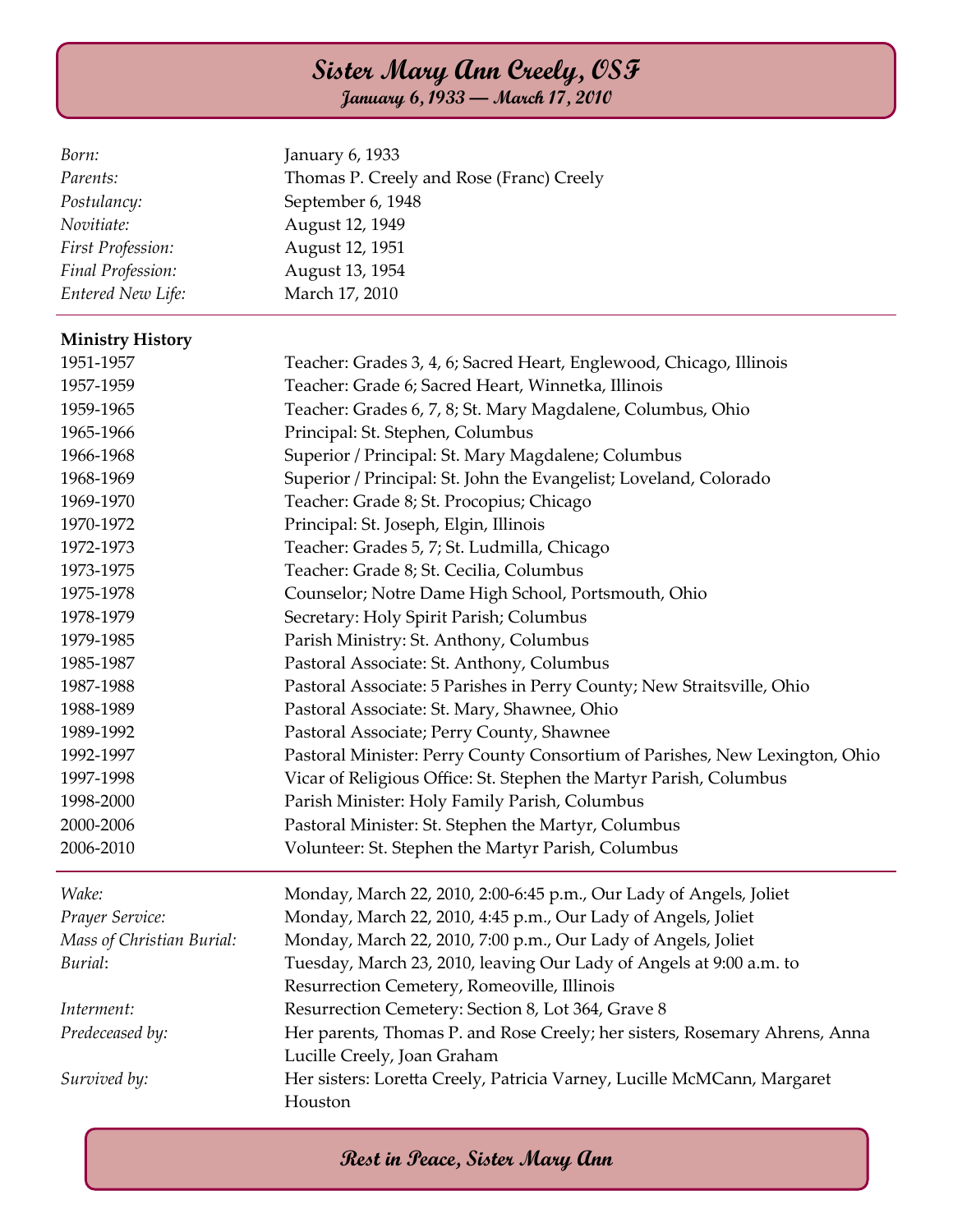# Sister Mary Ann Creely, OSF

**January 6, 1933 — March 17, 2010**

| | |
|---|---|
| *Born:* | January 6, 1933 |
| *Parents:* | Thomas P. Creely and Rose (Franc) Creely |
| *Postulancy:* | September 6, 1948 |
| *Novitiate:* | August 12, 1949 |
| *First Profession:* | August 12, 1951 |
| *Final Profession:* | August 13, 1954 |
| *Entered New Life:* | March 17, 2010 |

## Ministry History

| | |
|---|---|
| 1951-1957 | Teacher: Grades 3, 4, 6; Sacred Heart, Englewood, Chicago, Illinois |
| 1957-1959 | Teacher: Grade 6; Sacred Heart, Winnetka, Illinois |
| 1959-1965 | Teacher: Grades 6, 7, 8; St. Mary Magdalene, Columbus, Ohio |
| 1965-1966 | Principal: St. Stephen, Columbus |
| 1966-1968 | Superior / Principal: St. Mary Magdalene; Columbus |
| 1968-1969 | Superior / Principal: St. John the Evangelist; Loveland, Colorado |
| 1969-1970 | Teacher: Grade 8; St. Procopius; Chicago |
| 1970-1972 | Principal: St. Joseph, Elgin, Illinois |
| 1972-1973 | Teacher: Grades 5, 7; St. Ludmilla, Chicago |
| 1973-1975 | Teacher: Grade 8; St. Cecilia, Columbus |
| 1975-1978 | Counselor; Notre Dame High School, Portsmouth, Ohio |
| 1978-1979 | Secretary: Holy Spirit Parish; Columbus |
| 1979-1985 | Parish Ministry: St. Anthony, Columbus |
| 1985-1987 | Pastoral Associate: St. Anthony, Columbus |
| 1987-1988 | Pastoral Associate: 5 Parishes in Perry County; New Straitsville, Ohio |
| 1988-1989 | Pastoral Associate: St. Mary, Shawnee, Ohio |
| 1989-1992 | Pastoral Associate; Perry County, Shawnee |
| 1992-1997 | Pastoral Minister: Perry County Consortium of Parishes, New Lexington, Ohio |
| 1997-1998 | Vicar of Religious Office: St. Stephen the Martyr Parish, Columbus |
| 1998-2000 | Parish Minister: Holy Family Parish, Columbus |
| 2000-2006 | Pastoral Minister: St. Stephen the Martyr, Columbus |
| 2006-2010 | Volunteer: St. Stephen the Martyr Parish, Columbus |

| | |
|---|---|
| *Wake:* | Monday, March 22, 2010, 2:00-6:45 p.m., Our Lady of Angels, Joliet |
| *Prayer Service:* | Monday, March 22, 2010, 4:45 p.m., Our Lady of Angels, Joliet |
| *Mass of Christian Burial:* | Monday, March 22, 2010, 7:00 p.m., Our Lady of Angels, Joliet |
| *Burial:* | Tuesday, March 23, 2010, leaving Our Lady of Angels at 9:00 a.m. to Resurrection Cemetery, Romeoville, Illinois |
| *Interment:* | Resurrection Cemetery: Section 8, Lot 364, Grave 8 |
| *Predeceased by:* | Her parents, Thomas P. and Rose Creely; her sisters, Rosemary Ahrens, Anna Lucille Creely, Joan Graham |
| *Survived by:* | Her sisters: Loretta Creely, Patricia Varney, Lucille McMCann, Margaret Houston |

**Rest in Peace, Sister Mary Ann**